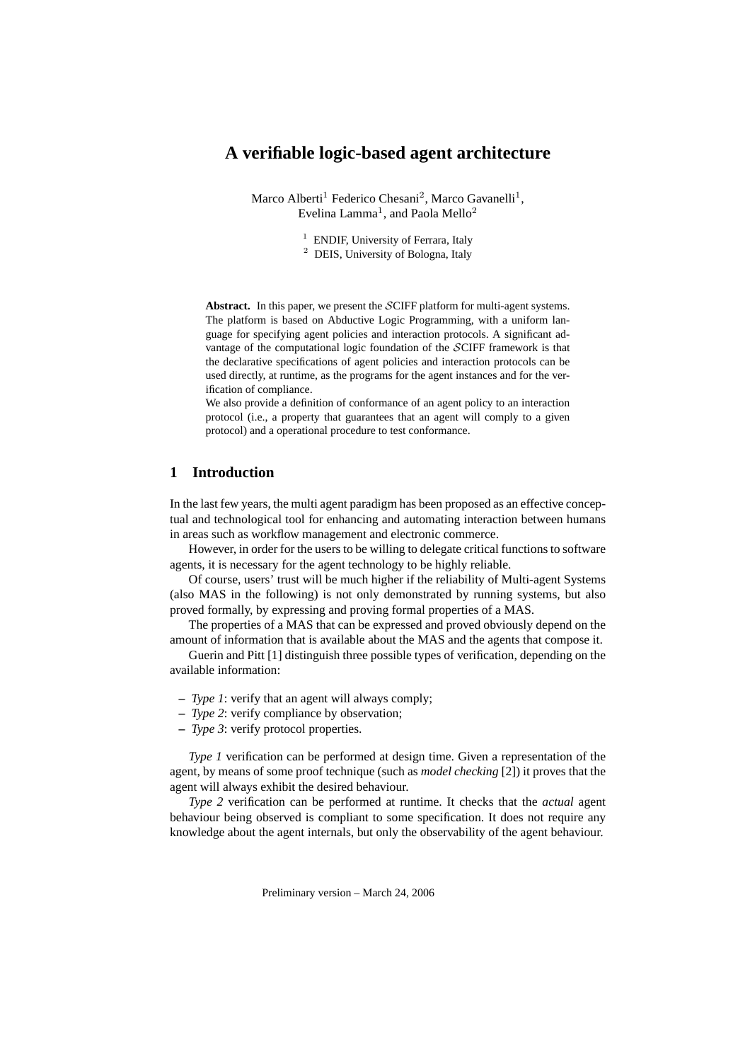# A verifiable logic-based agent architecture

Marco Alberti[1] Federico Chesani[2], Marco Gavanelli[1], Evelina Lamma[1], and Paola Mello[2]

[1] ENDIF, University of Ferrara, Italy
[2] DEIS, University of Bologna, Italy

**Abstract.** In this paper, we present the $\mathcal{S}$CIFF platform for multi-agent systems. The platform is based on Abductive Logic Programming, with a uniform language for specifying agent policies and interaction protocols. A significant advantage of the computational logic foundation of the $\mathcal{S}$CIFF framework is that the declarative specifications of agent policies and interaction protocols can be used directly, at runtime, as the programs for the agent instances and for the verification of compliance.

We also provide a definition of conformance of an agent policy to an interaction protocol (i.e., a property that guarantees that an agent will comply to a given protocol) and a operational procedure to test conformance.

## 1 Introduction

In the last few years, the multi agent paradigm has been proposed as an effective conceptual and technological tool for enhancing and automating interaction between humans in areas such as workflow management and electronic commerce.

However, in order for the users to be willing to delegate critical functions to software agents, it is necessary for the agent technology to be highly reliable.

Of course, users' trust will be much higher if the reliability of Multi-agent Systems (also MAS in the following) is not only demonstrated by running systems, but also proved formally, by expressing and proving formal properties of a MAS.

The properties of a MAS that can be expressed and proved obviously depend on the amount of information that is available about the MAS and the agents that compose it.

Guerin and Pitt [1] distinguish three possible types of verification, depending on the available information:

- *Type 1*: verify that an agent will always comply;
- *Type 2*: verify compliance by observation;
- *Type 3*: verify protocol properties.

*Type 1* verification can be performed at design time. Given a representation of the agent, by means of some proof technique (such as *model checking* [2]) it proves that the agent will always exhibit the desired behaviour.

*Type 2* verification can be performed at runtime. It checks that the *actual* agent behaviour being observed is compliant to some specification. It does not require any knowledge about the agent internals, but only the observability of the agent behaviour.

Preliminary version – March 24, 2006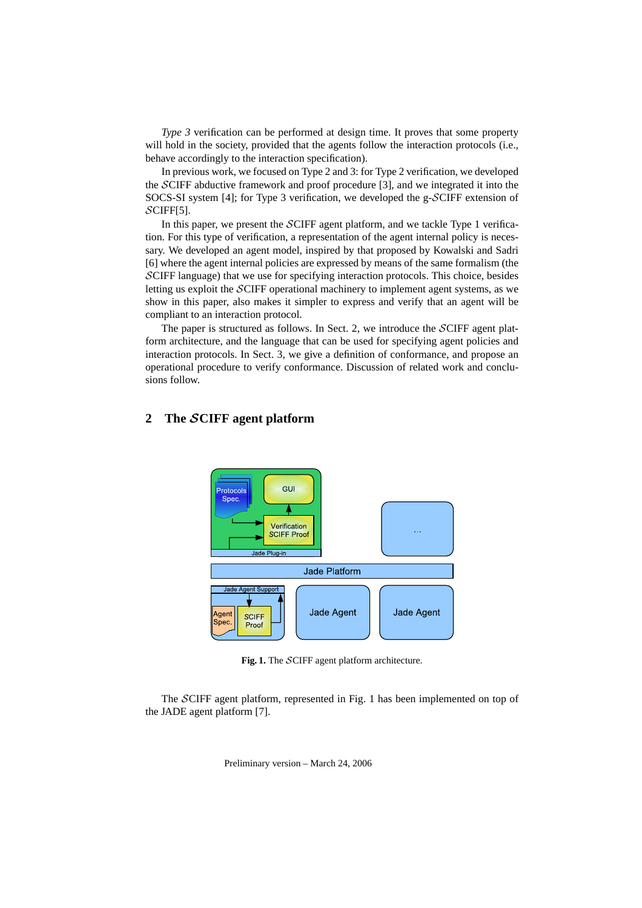*Type 3* verification can be performed at design time. It proves that some property will hold in the society, provided that the agents follow the interaction protocols (i.e., behave accordingly to the interaction specification).

In previous work, we focused on Type 2 and 3: for Type 2 verification, we developed the $\mathcal{S}$CIFF abductive framework and proof procedure [3], and we integrated it into the SOCS-SI system [4]; for Type 3 verification, we developed the g-$\mathcal{S}$CIFF extension of $\mathcal{S}$CIFF[5].

In this paper, we present the $\mathcal{S}$CIFF agent platform, and we tackle Type 1 verification. For this type of verification, a representation of the agent internal policy is necessary. We developed an agent model, inspired by that proposed by Kowalski and Sadri [6] where the agent internal policies are expressed by means of the same formalism (the $\mathcal{S}$CIFF language) that we use for specifying interaction protocols. This choice, besides letting us exploit the $\mathcal{S}$CIFF operational machinery to implement agent systems, as we show in this paper, also makes it simpler to express and verify that an agent will be compliant to an interaction protocol.

The paper is structured as follows. In Sect. 2, we introduce the $\mathcal{S}$CIFF agent platform architecture, and the language that can be used for specifying agent policies and interaction protocols. In Sect. 3, we give a definition of conformance, and propose an operational procedure to verify conformance. Discussion of related work and conclusions follow.

## 2 The $\mathcal{S}$CIFF agent platform

**Fig. 1.** The $\mathcal{S}$CIFF agent platform architecture.

The $\mathcal{S}$CIFF agent platform, represented in Fig. 1 has been implemented on top of the JADE agent platform [7].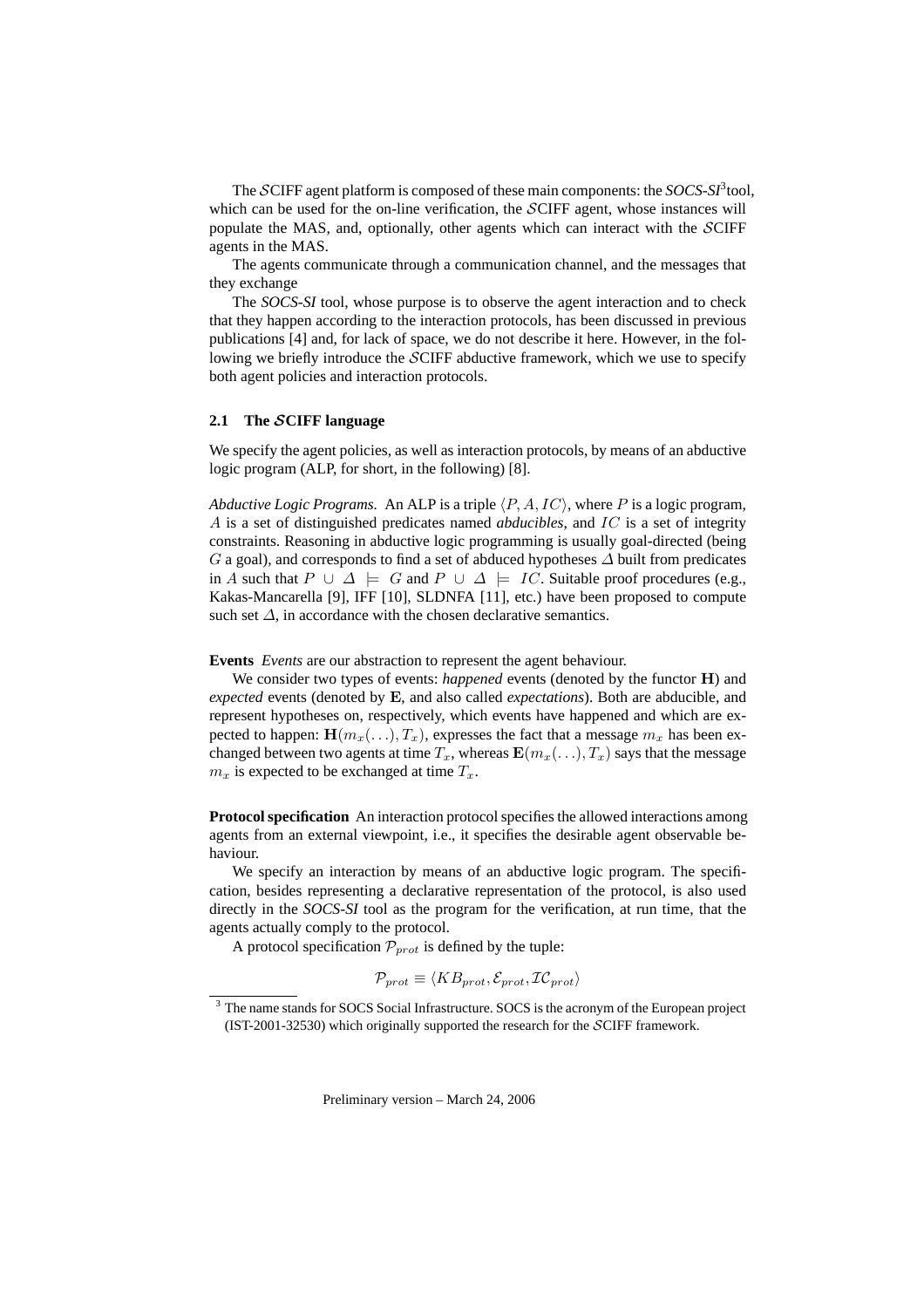The $\mathcal{S}$CIFF agent platform is composed of these main components: the *SOCS-SI*[3] tool, which can be used for the on-line verification, the $\mathcal{S}$CIFF agent, whose instances will populate the MAS, and, optionally, other agents which can interact with the $\mathcal{S}$CIFF agents in the MAS.

The agents communicate through a communication channel, and the messages that they exchange

The *SOCS-SI* tool, whose purpose is to observe the agent interaction and to check that they happen according to the interaction protocols, has been discussed in previous publications [4] and, for lack of space, we do not describe it here. However, in the following we briefly introduce the $\mathcal{S}$CIFF abductive framework, which we use to specify both agent policies and interaction protocols.

### 2.1 The $\mathcal{S}$CIFF language

We specify the agent policies, as well as interaction protocols, by means of an abductive logic program (ALP, for short, in the following) [8].

*Abductive Logic Programs.* An ALP is a triple $\langle P, A, IC \rangle$, where $P$ is a logic program, $A$ is a set of distinguished predicates named *abducibles*, and $IC$ is a set of integrity constraints. Reasoning in abductive logic programming is usually goal-directed (being $G$ a goal), and corresponds to find a set of abduced hypotheses $\Delta$ built from predicates in $A$ such that $P \cup \Delta \models G$ and $P \cup \Delta \models IC$. Suitable proof procedures (e.g., Kakas-Mancarella [9], IFF [10], SLDNFA [11], etc.) have been proposed to compute such set $\Delta$, in accordance with the chosen declarative semantics.

**Events** *Events* are our abstraction to represent the agent behaviour.

We consider two types of events: *happened* events (denoted by the functor $\mathbf{H}$) and *expected* events (denoted by $\mathbf{E}$, and also called *expectations*). Both are abducible, and represent hypotheses on, respectively, which events have happened and which are expected to happen: $\mathbf{H}(m_x(\ldots), T_x)$, expresses the fact that a message $m_x$ has been exchanged between two agents at time $T_x$, whereas $\mathbf{E}(m_x(\ldots), T_x)$ says that the message $m_x$ is expected to be exchanged at time $T_x$.

**Protocol specification** An interaction protocol specifies the allowed interactions among agents from an external viewpoint, i.e., it specifies the desirable agent observable behaviour.

We specify an interaction by means of an abductive logic program. The specification, besides representing a declarative representation of the protocol, is also used directly in the *SOCS-SI* tool as the program for the verification, at run time, that the agents actually comply to the protocol.

A protocol specification $\mathcal{P}_{prot}$ is defined by the tuple:

$$\mathcal{P}_{prot} \equiv \langle KB_{prot}, \mathcal{E}_{prot}, \mathcal{IC}_{prot} \rangle$$

[3] The name stands for SOCS Social Infrastructure. SOCS is the acronym of the European project (IST-2001-32530) which originally supported the research for the $\mathcal{S}$CIFF framework.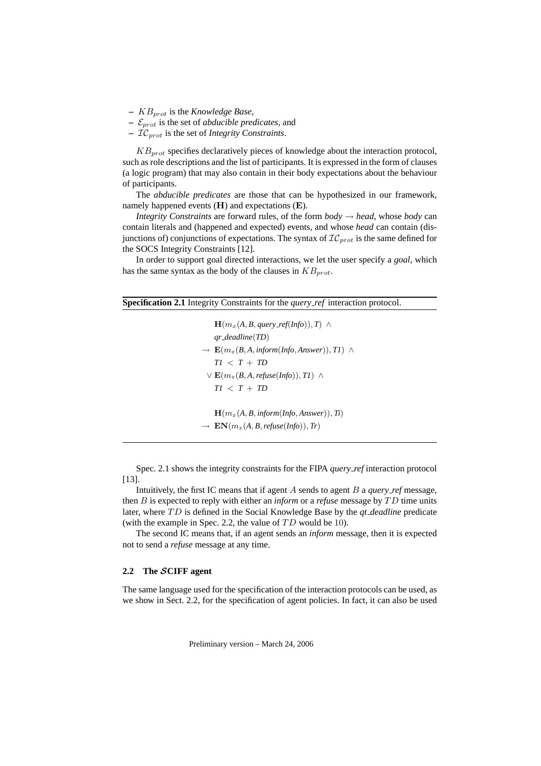- $KB_{prot}$ is the *Knowledge Base*,
- $\mathcal{E}_{prot}$ is the set of *abducible predicates*, and
- $\mathcal{IC}_{prot}$ is the set of *Integrity Constraints*.

$KB_{prot}$ specifies declaratively pieces of knowledge about the interaction protocol, such as role descriptions and the list of participants. It is expressed in the form of clauses (a logic program) that may also contain in their body expectations about the behaviour of participants.

The *abducible predicates* are those that can be hypothesized in our framework, namely happened events (**H**) and expectations (**E**).

*Integrity Constraints* are forward rules, of the form *body* → *head*, whose *body* can contain literals and (happened and expected) events, and whose *head* can contain (disjunctions of) conjunctions of expectations. The syntax of $\mathcal{IC}_{prot}$ is the same defined for the SOCS Integrity Constraints [12].

In order to support goal directed interactions, we let the user specify a *goal*, which has the same syntax as the body of the clauses in $KB_{prot}$.

**Specification 2.1** Integrity Constraints for the *query_ref* interaction protocol.

$$
\begin{aligned}
& \mathbf{H}(m_x(A, B, query\_ref(Info)), T) \ \wedge \\
& qr\_deadline(TD) \\
\rightarrow\ & \mathbf{E}(m_x(B, A, inform(Info, Answer)), T1) \ \wedge \\
& T1 \ < \ T \ + \ TD \\
\vee\ & \mathbf{E}(m_x(B, A, refuse(Info)), T1) \ \wedge \\
& T1 \ < \ T \ + \ TD
\end{aligned}
$$

$$
\begin{aligned}
& \mathbf{H}(m_x(A, B, inform(Info, Answer)), Ti) \\
\rightarrow\ & \mathbf{EN}(m_x(A, B, refuse(Info)), Tr)
\end{aligned}
$$

Spec. 2.1 shows the integrity constraints for the FIPA *query_ref* interaction protocol [13].

Intuitively, the first IC means that if agent $A$ sends to agent $B$ a *query_ref* message, then $B$ is expected to reply with either an *inform* or a *refuse* message by $TD$ time units later, where $TD$ is defined in the Social Knowledge Base by the *qt_deadline* predicate (with the example in Spec. 2.2, the value of $TD$ would be 10).

The second IC means that, if an agent sends an *inform* message, then it is expected not to send a *refuse* message at any time.

### 2.2 The $\mathcal{S}$CIFF agent

The same language used for the specification of the interaction protocols can be used, as we show in Sect. 2.2, for the specification of agent policies. In fact, it can also be used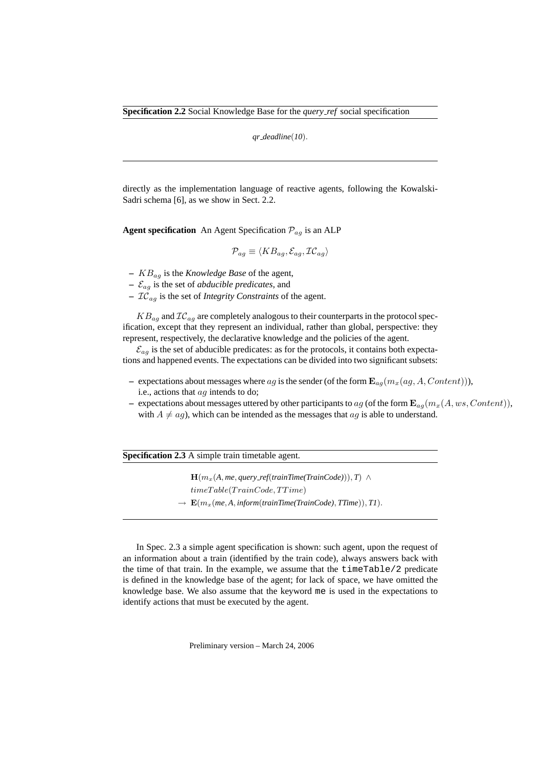**Specification 2.2** Social Knowledge Base for the *query_ref* social specification

$$\textit{qr\_deadline}(\textit{10}).$$

directly as the implementation language of reactive agents, following the Kowalski-Sadri schema [6], as we show in Sect. 2.2.

**Agent specification** An Agent Specification $\mathcal{P}_{ag}$ is an ALP

$$\mathcal{P}_{ag} \equiv \langle KB_{ag}, \mathcal{E}_{ag}, \mathcal{IC}_{ag} \rangle$$

- $KB_{ag}$ is the *Knowledge Base* of the agent,
- $\mathcal{E}_{ag}$ is the set of *abducible predicates*, and
- $\mathcal{IC}_{ag}$ is the set of *Integrity Constraints* of the agent.

$KB_{ag}$ and $\mathcal{IC}_{ag}$ are completely analogous to their counterparts in the protocol specification, except that they represent an individual, rather than global, perspective: they represent, respectively, the declarative knowledge and the policies of the agent.

$\mathcal{E}_{ag}$ is the set of abducible predicates: as for the protocols, it contains both expectations and happened events. The expectations can be divided into two significant subsets:

- expectations about messages where $ag$ is the sender (of the form $\mathbf{E}_{ag}(m_x(ag, A, Content))$), i.e., actions that $ag$ intends to do;
- expectations about messages uttered by other participants to $ag$ (of the form $\mathbf{E}_{ag}(m_x(A, ws, Content))$, with $A \neq ag$), which can be intended as the messages that $ag$ is able to understand.

**Specification 2.3** A simple train timetable agent.

$$\begin{array}{l}
\mathbf{H}(m_x(\textit{A}, \textit{me}, \textit{query\_ref}(\textit{trainTime(TrainCode)})), \textit{T}) \;\wedge \\
timeTable(TrainCode, TTime) \\
\rightarrow \; \mathbf{E}(m_x(\textit{me}, \textit{A}, \textit{inform}(\textit{trainTime(TrainCode)}, \textit{TTime})), \textit{T1}).
\end{array}$$

In Spec. 2.3 a simple agent specification is shown: such agent, upon the request of an information about a train (identified by the train code), always answers back with the time of that train. In the example, we assume that the `timeTable/2` predicate is defined in the knowledge base of the agent; for lack of space, we have omitted the knowledge base. We also assume that the keyword `me` is used in the expectations to identify actions that must be executed by the agent.

Preliminary version – March 24, 2006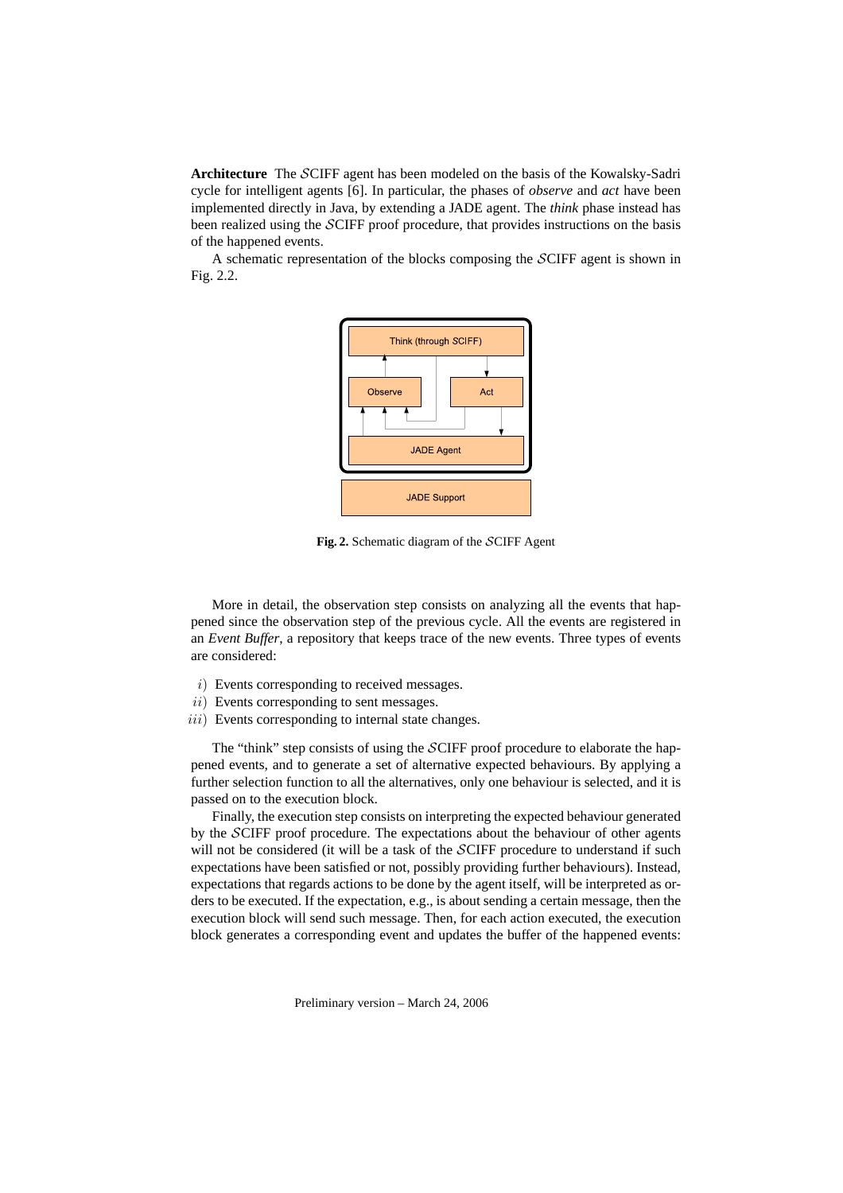**Architecture** The $\mathcal{S}$CIFF agent has been modeled on the basis of the Kowalsky-Sadri cycle for intelligent agents [6]. In particular, the phases of *observe* and *act* have been implemented directly in Java, by extending a JADE agent. The *think* phase instead has been realized using the $\mathcal{S}$CIFF proof procedure, that provides instructions on the basis of the happened events.

A schematic representation of the blocks composing the $\mathcal{S}$CIFF agent is shown in Fig. 2.2.

**Fig. 2.** Schematic diagram of the $\mathcal{S}$CIFF Agent

More in detail, the observation step consists on analyzing all the events that happened since the observation step of the previous cycle. All the events are registered in an *Event Buffer*, a repository that keeps trace of the new events. Three types of events are considered:

$i)$ Events corresponding to received messages.
$ii)$ Events corresponding to sent messages.
$iii)$ Events corresponding to internal state changes.

The "think" step consists of using the $\mathcal{S}$CIFF proof procedure to elaborate the happened events, and to generate a set of alternative expected behaviours. By applying a further selection function to all the alternatives, only one behaviour is selected, and it is passed on to the execution block.

Finally, the execution step consists on interpreting the expected behaviour generated by the $\mathcal{S}$CIFF proof procedure. The expectations about the behaviour of other agents will not be considered (it will be a task of the $\mathcal{S}$CIFF procedure to understand if such expectations have been satisfied or not, possibly providing further behaviours). Instead, expectations that regards actions to be done by the agent itself, will be interpreted as orders to be executed. If the expectation, e.g., is about sending a certain message, then the execution block will send such message. Then, for each action executed, the execution block generates a corresponding event and updates the buffer of the happened events: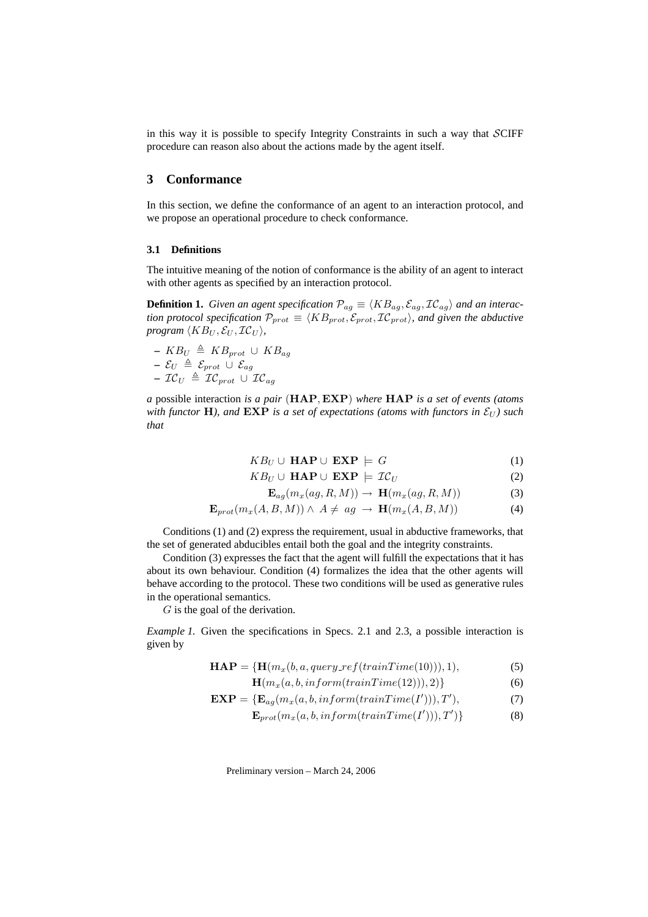in this way it is possible to specify Integrity Constraints in such a way that $\mathcal{S}$CIFF procedure can reason also about the actions made by the agent itself.

## 3 Conformance

In this section, we define the conformance of an agent to an interaction protocol, and we propose an operational procedure to check conformance.

### 3.1 Definitions

The intuitive meaning of the notion of conformance is the ability of an agent to interact with other agents as specified by an interaction protocol.

**Definition 1.** *Given an agent specification $\mathcal{P}_{ag} \equiv \langle KB_{ag}, \mathcal{E}_{ag}, \mathcal{IC}_{ag} \rangle$ and an interaction protocol specification $\mathcal{P}_{prot} \equiv \langle KB_{prot}, \mathcal{E}_{prot}, \mathcal{IC}_{prot} \rangle$, and given the abductive program $\langle KB_U, \mathcal{E}_U, \mathcal{IC}_U \rangle$,*

- $KB_U \triangleq KB_{prot} \cup KB_{ag}$
- $\mathcal{E}_U \triangleq \mathcal{E}_{prot} \cup \mathcal{E}_{ag}$
- $\mathcal{IC}_U \triangleq \mathcal{IC}_{prot} \cup \mathcal{IC}_{ag}$

*a* possible interaction *is a pair* $(\mathbf{HAP}, \mathbf{EXP})$ *where* $\mathbf{HAP}$ *is a set of events (atoms with functor* $\mathbf{H}$*), and* $\mathbf{EXP}$ *is a set of expectations (atoms with functors in* $\mathcal{E}_U$*) such that*

$$KB_U \cup \mathbf{HAP} \cup \mathbf{EXP} \models G \tag{1}$$

$$KB_U \cup \mathbf{HAP} \cup \mathbf{EXP} \models \mathcal{IC}_U \tag{2}$$

$$\mathbf{E}_{ag}(m_x(ag, R, M)) \rightarrow \mathbf{H}(m_x(ag, R, M)) \tag{3}$$

$$\mathbf{E}_{prot}(m_x(A, B, M)) \wedge A \neq ag \rightarrow \mathbf{H}(m_x(A, B, M)) \tag{4}$$

Conditions (1) and (2) express the requirement, usual in abductive frameworks, that the set of generated abducibles entail both the goal and the integrity constraints.

Condition (3) expresses the fact that the agent will fulfill the expectations that it has about its own behaviour. Condition (4) formalizes the idea that the other agents will behave according to the protocol. These two conditions will be used as generative rules in the operational semantics.

$G$ is the goal of the derivation.

*Example 1.* Given the specifications in Specs. 2.1 and 2.3, a possible interaction is given by

$$\mathbf{HAP} = \{\mathbf{H}(m_x(b, a, query\_ref(trainTime(10))), 1), \tag{5}$$

$$\mathbf{H}(m_x(a, b, inform(trainTime(12))), 2)\} \tag{6}$$

$$\mathbf{EXP} = \{\mathbf{E}_{ag}(m_x(a, b, inform(trainTime(I'))), T'), \tag{7}$$

$$\mathbf{E}_{prot}(m_x(a, b, inform(trainTime(I'))), T')\} \tag{8}$$

Preliminary version – March 24, 2006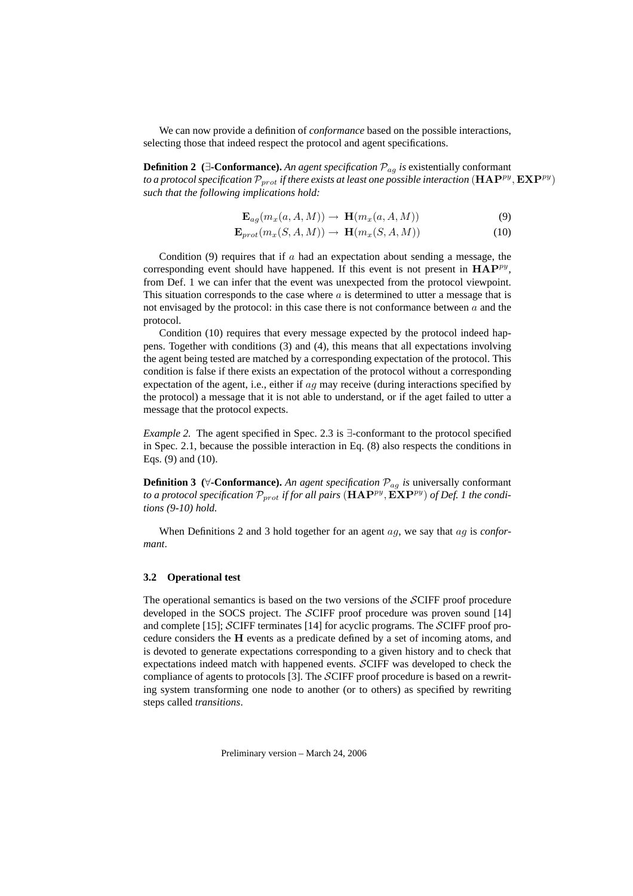We can now provide a definition of *conformance* based on the possible interactions, selecting those that indeed respect the protocol and agent specifications.

**Definition 2 ($\exists$-Conformance).** *An agent specification $\mathcal{P}_{ag}$ is* existentially conformant *to a protocol specification $\mathcal{P}_{prot}$ if there exists at least one possible interaction $(\mathbf{HAP}^{py}, \mathbf{EXP}^{py})$ such that the following implications hold:*

$$\mathbf{E}_{ag}(m_x(a, A, M)) \rightarrow \mathbf{H}(m_x(a, A, M)) \tag{9}$$

$$\mathbf{E}_{prot}(m_x(S, A, M)) \rightarrow \mathbf{H}(m_x(S, A, M)) \tag{10}$$

Condition (9) requires that if $a$ had an expectation about sending a message, the corresponding event should have happened. If this event is not present in $\mathbf{HAP}^{py}$, from Def. 1 we can infer that the event was unexpected from the protocol viewpoint. This situation corresponds to the case where $a$ is determined to utter a message that is not envisaged by the protocol: in this case there is not conformance between $a$ and the protocol.

Condition (10) requires that every message expected by the protocol indeed happens. Together with conditions (3) and (4), this means that all expectations involving the agent being tested are matched by a corresponding expectation of the protocol. This condition is false if there exists an expectation of the protocol without a corresponding expectation of the agent, i.e., either if $ag$ may receive (during interactions specified by the protocol) a message that it is not able to understand, or if the aget failed to utter a message that the protocol expects.

*Example 2.* The agent specified in Spec. 2.3 is $\exists$-conformant to the protocol specified in Spec. 2.1, because the possible interaction in Eq. (8) also respects the conditions in Eqs. (9) and (10).

**Definition 3 ($\forall$-Conformance).** *An agent specification $\mathcal{P}_{ag}$ is* universally conformant *to a protocol specification $\mathcal{P}_{prot}$ if for all pairs $(\mathbf{HAP}^{py}, \mathbf{EXP}^{py})$ of Def. 1 the conditions (9-10) hold.*

When Definitions 2 and 3 hold together for an agent $ag$, we say that $ag$ is *conformant*.

### 3.2 Operational test

The operational semantics is based on the two versions of the $\mathcal{S}$CIFF proof procedure developed in the SOCS project. The $\mathcal{S}$CIFF proof procedure was proven sound [14] and complete [15]; $\mathcal{S}$CIFF terminates [14] for acyclic programs. The $\mathcal{S}$CIFF proof procedure considers the $\mathbf{H}$ events as a predicate defined by a set of incoming atoms, and is devoted to generate expectations corresponding to a given history and to check that expectations indeed match with happened events. $\mathcal{S}$CIFF was developed to check the compliance of agents to protocols [3]. The $\mathcal{S}$CIFF proof procedure is based on a rewriting system transforming one node to another (or to others) as specified by rewriting steps called *transitions*.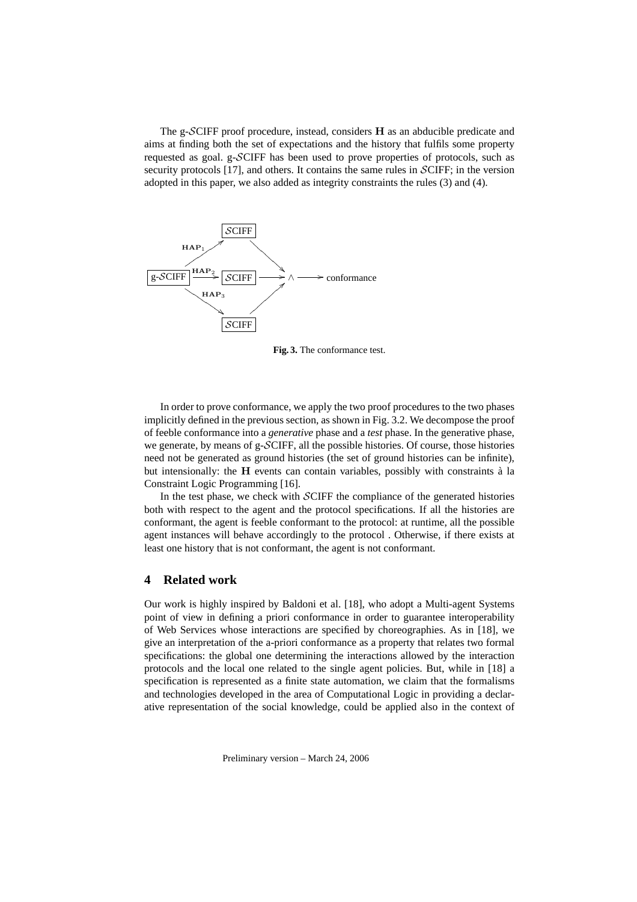The g-$\mathcal{S}$CIFF proof procedure, instead, considers $\mathbf{H}$ as an abducible predicate and aims at finding both the set of expectations and the history that fulfils some property requested as goal. g-$\mathcal{S}$CIFF has been used to prove properties of protocols, such as security protocols [17], and others. It contains the same rules in $\mathcal{S}$CIFF; in the version adopted in this paper, we also added as integrity constraints the rules (3) and (4).

**Fig. 3.** The conformance test.

In order to prove conformance, we apply the two proof procedures to the two phases implicitly defined in the previous section, as shown in Fig. 3.2. We decompose the proof of feeble conformance into a *generative* phase and a *test* phase. In the generative phase, we generate, by means of g-$\mathcal{S}$CIFF, all the possible histories. Of course, those histories need not be generated as ground histories (the set of ground histories can be infinite), but intensionally: the $\mathbf{H}$ events can contain variables, possibly with constraints à la Constraint Logic Programming [16].

In the test phase, we check with $\mathcal{S}$CIFF the compliance of the generated histories both with respect to the agent and the protocol specifications. If all the histories are conformant, the agent is feeble conformant to the protocol: at runtime, all the possible agent instances will behave accordingly to the protocol . Otherwise, if there exists at least one history that is not conformant, the agent is not conformant.

## 4 Related work

Our work is highly inspired by Baldoni et al. [18], who adopt a Multi-agent Systems point of view in defining a priori conformance in order to guarantee interoperability of Web Services whose interactions are specified by choreographies. As in [18], we give an interpretation of the a-priori conformance as a property that relates two formal specifications: the global one determining the interactions allowed by the interaction protocols and the local one related to the single agent policies. But, while in [18] a specification is represented as a finite state automation, we claim that the formalisms and technologies developed in the area of Computational Logic in providing a declarative representation of the social knowledge, could be applied also in the context of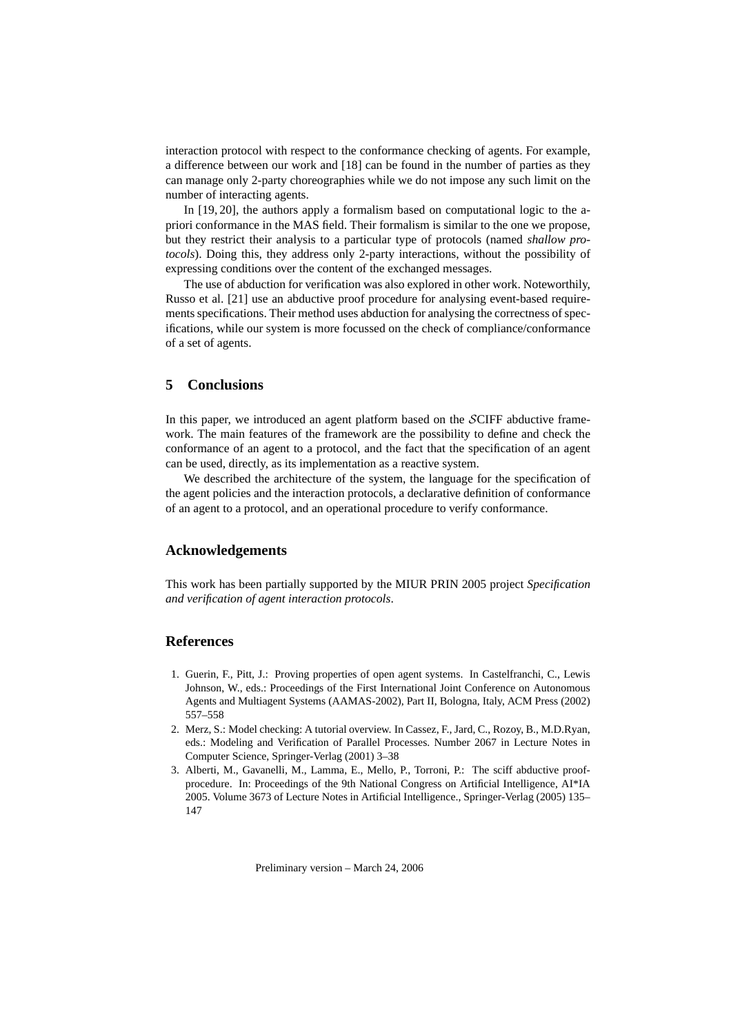interaction protocol with respect to the conformance checking of agents. For example, a difference between our work and [18] can be found in the number of parties as they can manage only 2-party choreographies while we do not impose any such limit on the number of interacting agents.

In [19, 20], the authors apply a formalism based on computational logic to the a-priori conformance in the MAS field. Their formalism is similar to the one we propose, but they restrict their analysis to a particular type of protocols (named *shallow protocols*). Doing this, they address only 2-party interactions, without the possibility of expressing conditions over the content of the exchanged messages.

The use of abduction for verification was also explored in other work. Noteworthily, Russo et al. [21] use an abductive proof procedure for analysing event-based requirements specifications. Their method uses abduction for analysing the correctness of specifications, while our system is more focussed on the check of compliance/conformance of a set of agents.

## 5 Conclusions

In this paper, we introduced an agent platform based on the $\mathcal{S}$CIFF abductive framework. The main features of the framework are the possibility to define and check the conformance of an agent to a protocol, and the fact that the specification of an agent can be used, directly, as its implementation as a reactive system.

We described the architecture of the system, the language for the specification of the agent policies and the interaction protocols, a declarative definition of conformance of an agent to a protocol, and an operational procedure to verify conformance.

## Acknowledgements

This work has been partially supported by the MIUR PRIN 2005 project *Specification and verification of agent interaction protocols*.

## References

1. Guerin, F., Pitt, J.: Proving properties of open agent systems. In Castelfranchi, C., Lewis Johnson, W., eds.: Proceedings of the First International Joint Conference on Autonomous Agents and Multiagent Systems (AAMAS-2002), Part II, Bologna, Italy, ACM Press (2002) 557–558
2. Merz, S.: Model checking: A tutorial overview. In Cassez, F., Jard, C., Rozoy, B., M.D.Ryan, eds.: Modeling and Verification of Parallel Processes. Number 2067 in Lecture Notes in Computer Science, Springer-Verlag (2001) 3–38
3. Alberti, M., Gavanelli, M., Lamma, E., Mello, P., Torroni, P.: The sciff abductive proof-procedure. In: Proceedings of the 9th National Congress on Artificial Intelligence, AI*IA 2005. Volume 3673 of Lecture Notes in Artificial Intelligence., Springer-Verlag (2005) 135–147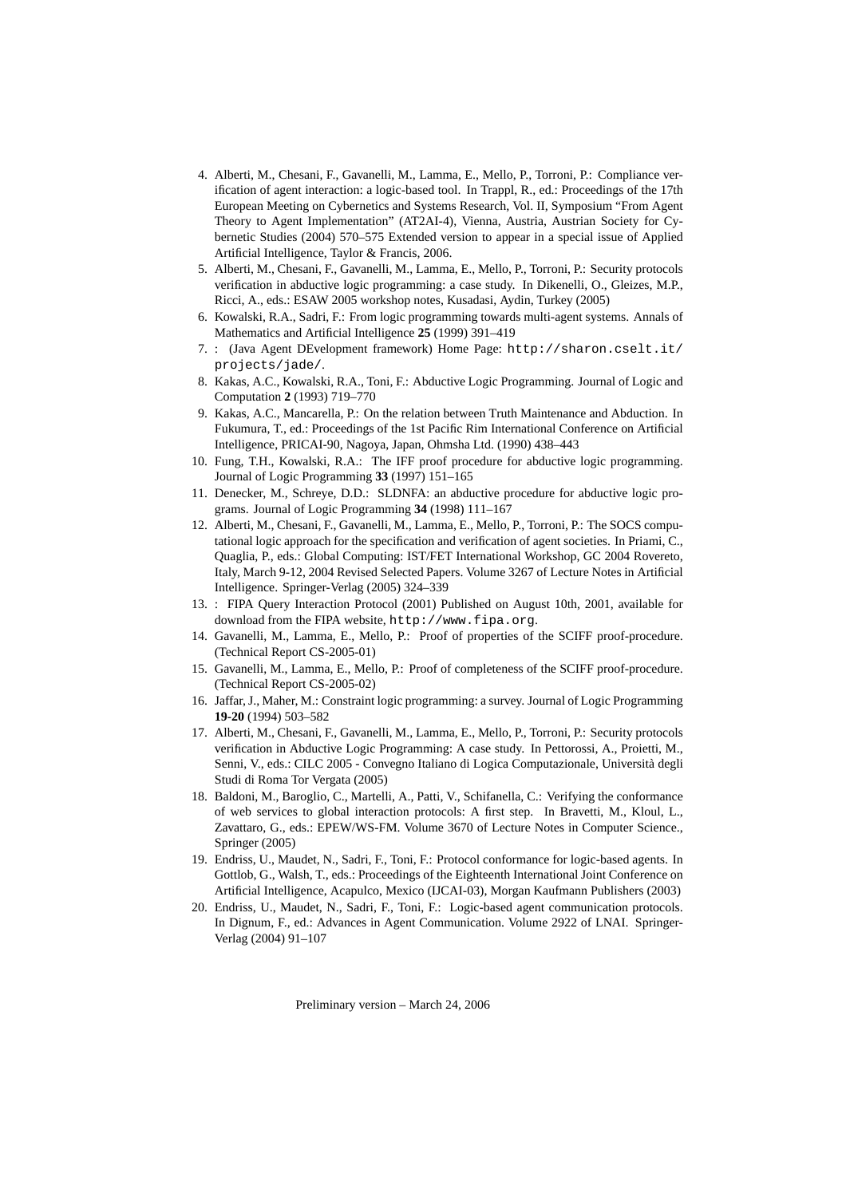4. Alberti, M., Chesani, F., Gavanelli, M., Lamma, E., Mello, P., Torroni, P.: Compliance verification of agent interaction: a logic-based tool. In Trappl, R., ed.: Proceedings of the 17th European Meeting on Cybernetics and Systems Research, Vol. II, Symposium "From Agent Theory to Agent Implementation" (AT2AI-4), Vienna, Austria, Austrian Society for Cybernetic Studies (2004) 570–575 Extended version to appear in a special issue of Applied Artificial Intelligence, Taylor & Francis, 2006.
5. Alberti, M., Chesani, F., Gavanelli, M., Lamma, E., Mello, P., Torroni, P.: Security protocols verification in abductive logic programming: a case study. In Dikenelli, O., Gleizes, M.P., Ricci, A., eds.: ESAW 2005 workshop notes, Kusadasi, Aydin, Turkey (2005)
6. Kowalski, R.A., Sadri, F.: From logic programming towards multi-agent systems. Annals of Mathematics and Artificial Intelligence **25** (1999) 391–419
7. : (Java Agent DEvelopment framework) Home Page: `http://sharon.cselt.it/projects/jade/`.
8. Kakas, A.C., Kowalski, R.A., Toni, F.: Abductive Logic Programming. Journal of Logic and Computation **2** (1993) 719–770
9. Kakas, A.C., Mancarella, P.: On the relation between Truth Maintenance and Abduction. In Fukumura, T., ed.: Proceedings of the 1st Pacific Rim International Conference on Artificial Intelligence, PRICAI-90, Nagoya, Japan, Ohmsha Ltd. (1990) 438–443
10. Fung, T.H., Kowalski, R.A.: The IFF proof procedure for abductive logic programming. Journal of Logic Programming **33** (1997) 151–165
11. Denecker, M., Schreye, D.D.: SLDNFA: an abductive procedure for abductive logic programs. Journal of Logic Programming **34** (1998) 111–167
12. Alberti, M., Chesani, F., Gavanelli, M., Lamma, E., Mello, P., Torroni, P.: The SOCS computational logic approach for the specification and verification of agent societies. In Priami, C., Quaglia, P., eds.: Global Computing: IST/FET International Workshop, GC 2004 Rovereto, Italy, March 9-12, 2004 Revised Selected Papers. Volume 3267 of Lecture Notes in Artificial Intelligence. Springer-Verlag (2005) 324–339
13. : FIPA Query Interaction Protocol (2001) Published on August 10th, 2001, available for download from the FIPA website, `http://www.fipa.org`.
14. Gavanelli, M., Lamma, E., Mello, P.: Proof of properties of the SCIFF proof-procedure. (Technical Report CS-2005-01)
15. Gavanelli, M., Lamma, E., Mello, P.: Proof of completeness of the SCIFF proof-procedure. (Technical Report CS-2005-02)
16. Jaffar, J., Maher, M.: Constraint logic programming: a survey. Journal of Logic Programming **19-20** (1994) 503–582
17. Alberti, M., Chesani, F., Gavanelli, M., Lamma, E., Mello, P., Torroni, P.: Security protocols verification in Abductive Logic Programming: A case study. In Pettorossi, A., Proietti, M., Senni, V., eds.: CILC 2005 - Convegno Italiano di Logica Computazionale, Università degli Studi di Roma Tor Vergata (2005)
18. Baldoni, M., Baroglio, C., Martelli, A., Patti, V., Schifanella, C.: Verifying the conformance of web services to global interaction protocols: A first step. In Bravetti, M., Kloul, L., Zavattaro, G., eds.: EPEW/WS-FM. Volume 3670 of Lecture Notes in Computer Science., Springer (2005)
19. Endriss, U., Maudet, N., Sadri, F., Toni, F.: Protocol conformance for logic-based agents. In Gottlob, G., Walsh, T., eds.: Proceedings of the Eighteenth International Joint Conference on Artificial Intelligence, Acapulco, Mexico (IJCAI-03), Morgan Kaufmann Publishers (2003)
20. Endriss, U., Maudet, N., Sadri, F., Toni, F.: Logic-based agent communication protocols. In Dignum, F., ed.: Advances in Agent Communication. Volume 2922 of LNAI. Springer-Verlag (2004) 91–107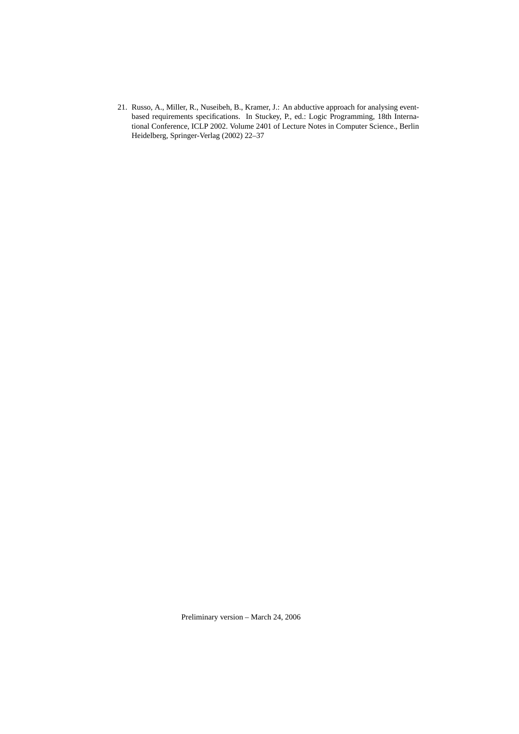21. Russo, A., Miller, R., Nuseibeh, B., Kramer, J.: An abductive approach for analysing event-based requirements specifications. In Stuckey, P., ed.: Logic Programming, 18th International Conference, ICLP 2002. Volume 2401 of Lecture Notes in Computer Science., Berlin Heidelberg, Springer-Verlag (2002) 22–37

Preliminary version – March 24, 2006